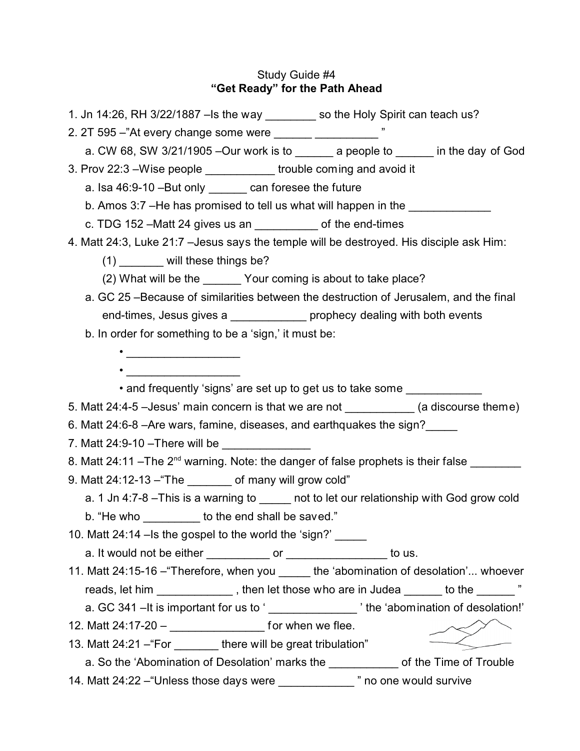Study Guide #4

**"Get Ready" for the Path Ahead**

1. Jn 14:26, RH 3/22/1887 –Is the way ________ so the Holy Spirit can teach us?
2. 2T 595 –"At every change some were ______ __________ "
   a. CW 68, SW 3/21/1905 –Our work is to ______ a people to ______ in the day of God
3. Prov 22:3 –Wise people ___________ trouble coming and avoid it
   a. Isa 46:9-10 –But only ______ can foresee the future
   b. Amos 3:7 –He has promised to tell us what will happen in the _____________
   c. TDG 152 –Matt 24 gives us an __________ of the end-times
4. Matt 24:3, Luke 21:7 –Jesus says the temple will be destroyed. His disciple ask Him:
   (1) _______ will these things be?
   (2) What will be the ______ Your coming is about to take place?
   a. GC 25 –Because of similarities between the destruction of Jerusalem, and the final end-times, Jesus gives a ____________ prophecy dealing with both events
   b. In order for something to be a 'sign,' it must be:
      • __________________
      • __________________
      • and frequently 'signs' are set up to get us to take some ____________
5. Matt 24:4-5 –Jesus' main concern is that we are not ___________ (a discourse theme)
6. Matt 24:6-8 –Are wars, famine, diseases, and earthquakes the sign?_____
7. Matt 24:9-10 –There will be ______________
8. Matt 24:11 –The 2nd warning. Note: the danger of false prophets is their false ________
9. Matt 24:12-13 –"The _______ of many will grow cold"
   a. 1 Jn 4:7-8 –This is a warning to _____ not to let our relationship with God grow cold
   b. "He who _________ to the end shall be saved."
10. Matt 24:14 –Is the gospel to the world the 'sign?' _____
    a. It would not be either __________ or ________________ to us.
11. Matt 24:15-16 –"Therefore, when you _____ the 'abomination of desolation'... whoever reads, let him ____________ , then let those who are in Judea ______ to the ______ "
    a. GC 341 –It is important for us to ' ______________ ' the 'abomination of desolation!'
12. Matt 24:17-20 – _______________ for when we flee.
13. Matt 24:21 –"For _______ there will be great tribulation"
    a. So the 'Abomination of Desolation' marks the ___________ of the Time of Trouble
14. Matt 24:22 –"Unless those days were ____________ " no one would survive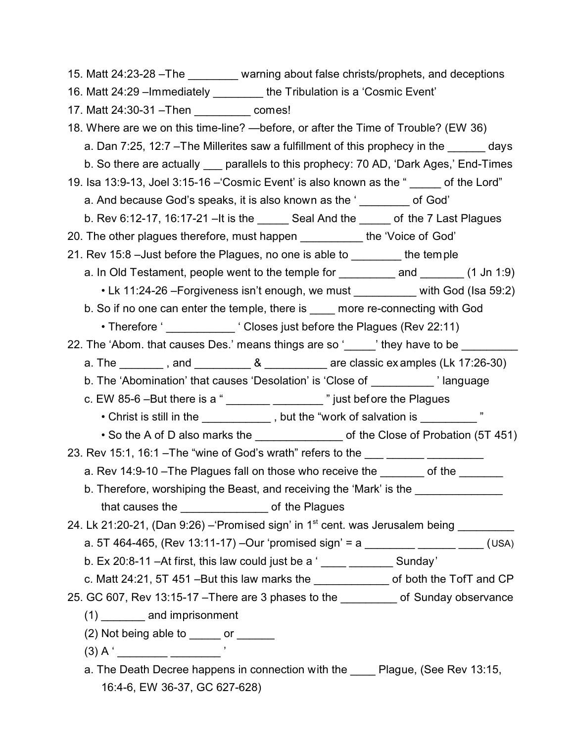15. Matt 24:23-28 –The ________ warning about false christs/prophets, and deceptions
16. Matt 24:29 –Immediately ________ the Tribulation is a 'Cosmic Event'
17. Matt 24:30-31 –Then _________ comes!
18. Where are we on this time-line? —before, or after the Time of Trouble? (EW 36)
    a. Dan 7:25, 12:7 –The Millerites saw a fulfillment of this prophecy in the ______ days
    b. So there are actually ___ parallels to this prophecy: 70 AD, 'Dark Ages,' End-Times
19. Isa 13:9-13, Joel 3:15-16 –'Cosmic Event' is also known as the " _____ of the Lord"
    a. And because God's speaks, it is also known as the ' ________ of God'
    b. Rev 6:12-17, 16:17-21 –It is the _____ Seal And the _____ of the 7 Last Plagues
20. The other plagues therefore, must happen __________ the 'Voice of God'
21. Rev 15:8 –Just before the Plagues, no one is able to ________ the temple
    a. In Old Testament, people went to the temple for _________ and _______ (1 Jn 1:9)
        - Lk 11:24-26 –Forgiveness isn't enough, we must __________ with God (Isa 59:2)
    b. So if no one can enter the temple, there is ____ more re-connecting with God
        - Therefore ' ___________ ' Closes just before the Plagues (Rev 22:11)
22. The 'Abom. that causes Des.' means things are so '_____' they have to be _________
    a. The _______ , and _________ & __________ are classic examples (Lk 17:26-30)
    b. The 'Abomination' that causes 'Desolation' is 'Close of __________ ' language
    c. EW 85-6 –But there is a " _______ ________ " just before the Plagues
        - Christ is still in the ___________ , but the "work of salvation is _________ "
        - So the A of D also marks the ______________ of the Close of Probation (5T 451)
23. Rev 15:1, 16:1 –The "wine of God's wrath" refers to the ___ ______ _________
    a. Rev 14:9-10 –The Plagues fall on those who receive the _______ of the _______
    b. Therefore, worshiping the Beast, and receiving the 'Mark' is the ______________ that causes the ______________ of the Plagues
24. Lk 21:20-21, (Dan 9:26) –'Promised sign' in 1st cent. was Jerusalem being _________
    a. 5T 464-465, (Rev 13:11-17) –Our 'promised sign' = a ________ ______ ____ (USA)
    b. Ex 20:8-11 –At first, this law could just be a ' ____ _______ Sunday'
    c. Matt 24:21, 5T 451 –But this law marks the ____________ of both the TofT and CP
25. GC 607, Rev 13:15-17 –There are 3 phases to the _________ of Sunday observance
    (1) _______ and imprisonment
    (2) Not being able to _____ or ______
    (3) A ' ________ ________ '
    a. The Death Decree happens in connection with the ____ Plague, (See Rev 13:15, 16:4-6, EW 36-37, GC 627-628)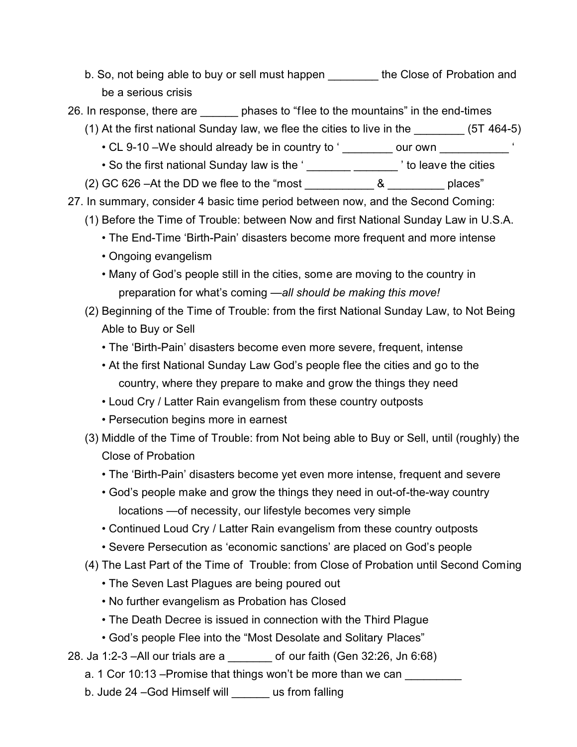b. So, not being able to buy or sell must happen ________ the Close of Probation and be a serious crisis

26. In response, there are ______ phases to "flee to the mountains" in the end-times
    (1) At the first national Sunday law, we flee the cities to live in the ________ (5T 464-5)
        - CL 9-10 –We should already be in country to ' ________ our own ___________ '
        - So the first national Sunday law is the ' _______ _______ ' to leave the cities
    (2) GC 626 –At the DD we flee to the "most ___________ & _________ places"

27. In summary, consider 4 basic time period between now, and the Second Coming:
    (1) Before the Time of Trouble: between Now and first National Sunday Law in U.S.A.
        - The End-Time 'Birth-Pain' disasters become more frequent and more intense
        - Ongoing evangelism
        - Many of God's people still in the cities, some are moving to the country in preparation for what's coming —*all should be making this move!*
    (2) Beginning of the Time of Trouble: from the first National Sunday Law, to Not Being Able to Buy or Sell
        - The 'Birth-Pain' disasters become even more severe, frequent, intense
        - At the first National Sunday Law God's people flee the cities and go to the country, where they prepare to make and grow the things they need
        - Loud Cry / Latter Rain evangelism from these country outposts
        - Persecution begins more in earnest
    (3) Middle of the Time of Trouble: from Not being able to Buy or Sell, until (roughly) the Close of Probation
        - The 'Birth-Pain' disasters become yet even more intense, frequent and severe
        - God's people make and grow the things they need in out-of-the-way country locations —of necessity, our lifestyle becomes very simple
        - Continued Loud Cry / Latter Rain evangelism from these country outposts
        - Severe Persecution as 'economic sanctions' are placed on God's people
    (4) The Last Part of the Time of Trouble: from Close of Probation until Second Coming
        - The Seven Last Plagues are being poured out
        - No further evangelism as Probation has Closed
        - The Death Decree is issued in connection with the Third Plague
        - God's people Flee into the "Most Desolate and Solitary Places"

28. Ja 1:2-3 –All our trials are a _______ of our faith (Gen 32:26, Jn 6:68)
    a. 1 Cor 10:13 –Promise that things won't be more than we can _________
    b. Jude 24 –God Himself will ______ us from falling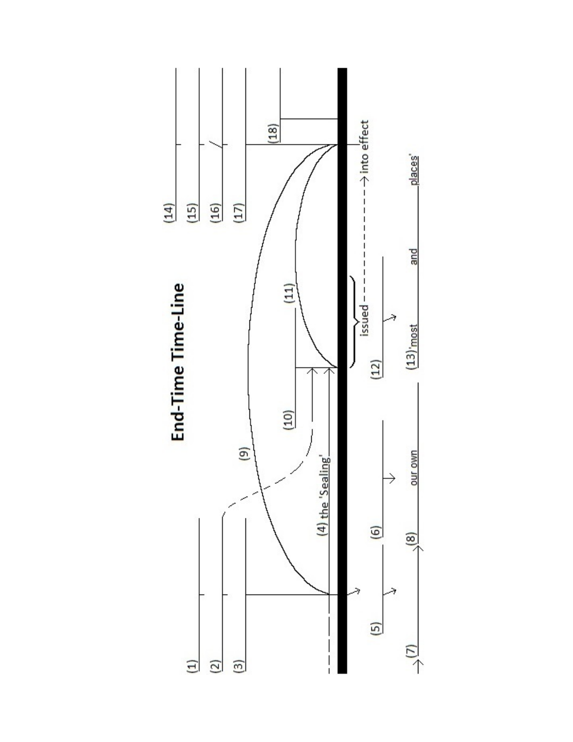# End-Time Time-Line

(1)

(2)

(3)

(4) the 'Sealing'

(5)

(6)

(7)

(8) our own

(9)

(10)

(11)

(12)

(13) 'most and places'

issued - - - - - - - - → into effect

(14)

(15)

(16)

(17)

(18)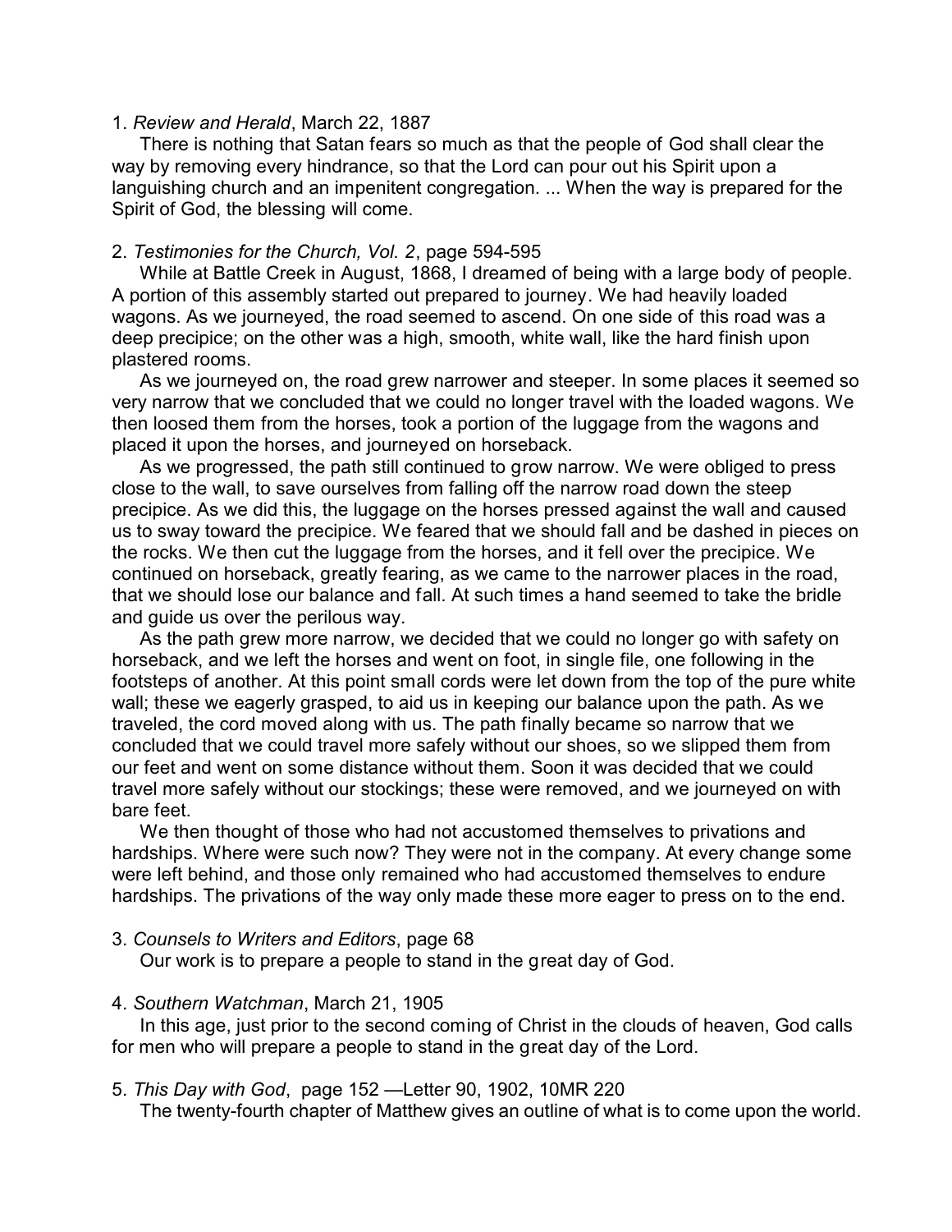1. *Review and Herald*, March 22, 1887

There is nothing that Satan fears so much as that the people of God shall clear the way by removing every hindrance, so that the Lord can pour out his Spirit upon a languishing church and an impenitent congregation. ... When the way is prepared for the Spirit of God, the blessing will come.

2. *Testimonies for the Church, Vol. 2*, page 594-595

While at Battle Creek in August, 1868, I dreamed of being with a large body of people. A portion of this assembly started out prepared to journey. We had heavily loaded wagons. As we journeyed, the road seemed to ascend. On one side of this road was a deep precipice; on the other was a high, smooth, white wall, like the hard finish upon plastered rooms.

As we journeyed on, the road grew narrower and steeper. In some places it seemed so very narrow that we concluded that we could no longer travel with the loaded wagons. We then loosed them from the horses, took a portion of the luggage from the wagons and placed it upon the horses, and journeyed on horseback.

As we progressed, the path still continued to grow narrow. We were obliged to press close to the wall, to save ourselves from falling off the narrow road down the steep precipice. As we did this, the luggage on the horses pressed against the wall and caused us to sway toward the precipice. We feared that we should fall and be dashed in pieces on the rocks. We then cut the luggage from the horses, and it fell over the precipice. We continued on horseback, greatly fearing, as we came to the narrower places in the road, that we should lose our balance and fall. At such times a hand seemed to take the bridle and guide us over the perilous way.

As the path grew more narrow, we decided that we could no longer go with safety on horseback, and we left the horses and went on foot, in single file, one following in the footsteps of another. At this point small cords were let down from the top of the pure white wall; these we eagerly grasped, to aid us in keeping our balance upon the path. As we traveled, the cord moved along with us. The path finally became so narrow that we concluded that we could travel more safely without our shoes, so we slipped them from our feet and went on some distance without them. Soon it was decided that we could travel more safely without our stockings; these were removed, and we journeyed on with bare feet.

We then thought of those who had not accustomed themselves to privations and hardships. Where were such now? They were not in the company. At every change some were left behind, and those only remained who had accustomed themselves to endure hardships. The privations of the way only made these more eager to press on to the end.

3. *Counsels to Writers and Editors*, page 68

Our work is to prepare a people to stand in the great day of God.

4. *Southern Watchman*, March 21, 1905

In this age, just prior to the second coming of Christ in the clouds of heaven, God calls for men who will prepare a people to stand in the great day of the Lord.

5. *This Day with God*, page 152 —Letter 90, 1902, 10MR 220

The twenty-fourth chapter of Matthew gives an outline of what is to come upon the world.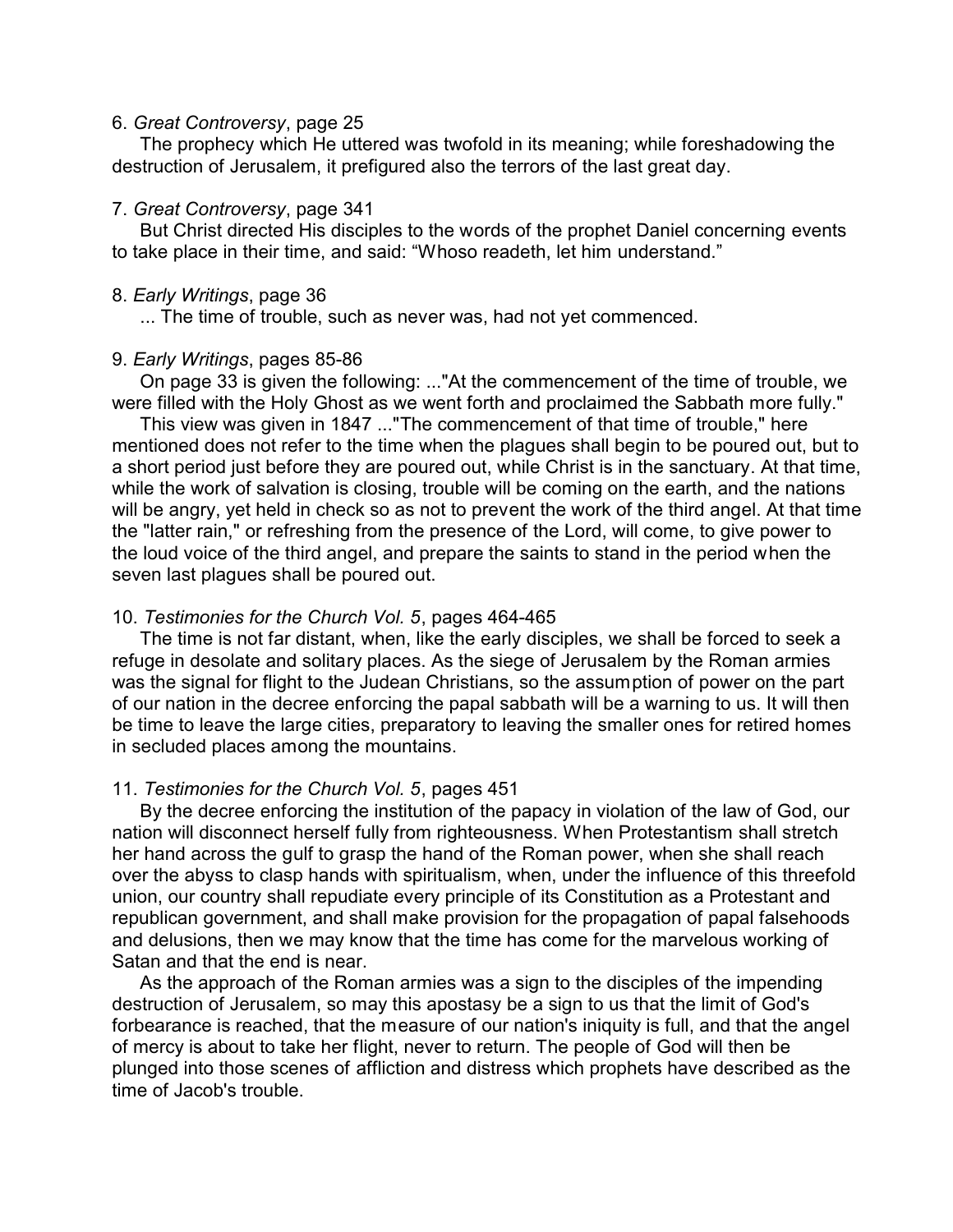6. *Great Controversy*, page 25

The prophecy which He uttered was twofold in its meaning; while foreshadowing the destruction of Jerusalem, it prefigured also the terrors of the last great day.

7. *Great Controversy*, page 341

But Christ directed His disciples to the words of the prophet Daniel concerning events to take place in their time, and said: “Whoso readeth, let him understand.”

8. *Early Writings*, page 36

... The time of trouble, such as never was, had not yet commenced.

9. *Early Writings*, pages 85-86

On page 33 is given the following: ..."At the commencement of the time of trouble, we were filled with the Holy Ghost as we went forth and proclaimed the Sabbath more fully."

This view was given in 1847 ..."The commencement of that time of trouble," here mentioned does not refer to the time when the plagues shall begin to be poured out, but to a short period just before they are poured out, while Christ is in the sanctuary. At that time, while the work of salvation is closing, trouble will be coming on the earth, and the nations will be angry, yet held in check so as not to prevent the work of the third angel. At that time the "latter rain," or refreshing from the presence of the Lord, will come, to give power to the loud voice of the third angel, and prepare the saints to stand in the period when the seven last plagues shall be poured out.

10. *Testimonies for the Church Vol. 5*, pages 464-465

The time is not far distant, when, like the early disciples, we shall be forced to seek a refuge in desolate and solitary places. As the siege of Jerusalem by the Roman armies was the signal for flight to the Judean Christians, so the assumption of power on the part of our nation in the decree enforcing the papal sabbath will be a warning to us. It will then be time to leave the large cities, preparatory to leaving the smaller ones for retired homes in secluded places among the mountains.

11. *Testimonies for the Church Vol. 5*, pages 451

By the decree enforcing the institution of the papacy in violation of the law of God, our nation will disconnect herself fully from righteousness. When Protestantism shall stretch her hand across the gulf to grasp the hand of the Roman power, when she shall reach over the abyss to clasp hands with spiritualism, when, under the influence of this threefold union, our country shall repudiate every principle of its Constitution as a Protestant and republican government, and shall make provision for the propagation of papal falsehoods and delusions, then we may know that the time has come for the marvelous working of Satan and that the end is near.

As the approach of the Roman armies was a sign to the disciples of the impending destruction of Jerusalem, so may this apostasy be a sign to us that the limit of God's forbearance is reached, that the measure of our nation's iniquity is full, and that the angel of mercy is about to take her flight, never to return. The people of God will then be plunged into those scenes of affliction and distress which prophets have described as the time of Jacob's trouble.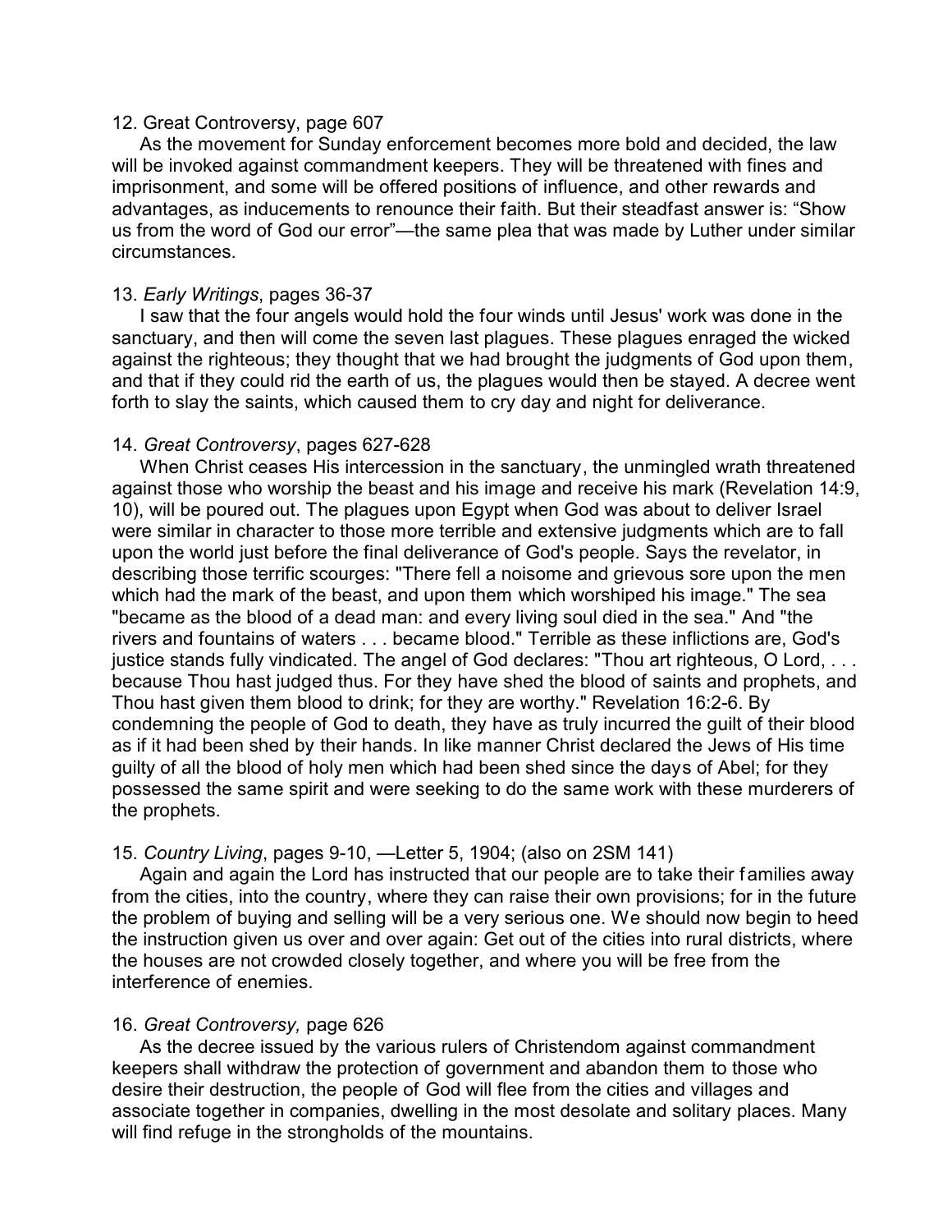12. Great Controversy, page 607

As the movement for Sunday enforcement becomes more bold and decided, the law will be invoked against commandment keepers. They will be threatened with fines and imprisonment, and some will be offered positions of influence, and other rewards and advantages, as inducements to renounce their faith. But their steadfast answer is: “Show us from the word of God our error”—the same plea that was made by Luther under similar circumstances.

13. *Early Writings*, pages 36-37

I saw that the four angels would hold the four winds until Jesus' work was done in the sanctuary, and then will come the seven last plagues. These plagues enraged the wicked against the righteous; they thought that we had brought the judgments of God upon them, and that if they could rid the earth of us, the plagues would then be stayed. A decree went forth to slay the saints, which caused them to cry day and night for deliverance.

14. *Great Controversy*, pages 627-628

When Christ ceases His intercession in the sanctuary, the unmingled wrath threatened against those who worship the beast and his image and receive his mark (Revelation 14:9, 10), will be poured out. The plagues upon Egypt when God was about to deliver Israel were similar in character to those more terrible and extensive judgments which are to fall upon the world just before the final deliverance of God's people. Says the revelator, in describing those terrific scourges: "There fell a noisome and grievous sore upon the men which had the mark of the beast, and upon them which worshiped his image." The sea "became as the blood of a dead man: and every living soul died in the sea." And "the rivers and fountains of waters . . . became blood." Terrible as these inflictions are, God's justice stands fully vindicated. The angel of God declares: "Thou art righteous, O Lord, . . . because Thou hast judged thus. For they have shed the blood of saints and prophets, and Thou hast given them blood to drink; for they are worthy." Revelation 16:2-6. By condemning the people of God to death, they have as truly incurred the guilt of their blood as if it had been shed by their hands. In like manner Christ declared the Jews of His time guilty of all the blood of holy men which had been shed since the days of Abel; for they possessed the same spirit and were seeking to do the same work with these murderers of the prophets.

15. *Country Living*, pages 9-10, —Letter 5, 1904; (also on 2SM 141)

Again and again the Lord has instructed that our people are to take their families away from the cities, into the country, where they can raise their own provisions; for in the future the problem of buying and selling will be a very serious one. We should now begin to heed the instruction given us over and over again: Get out of the cities into rural districts, where the houses are not crowded closely together, and where you will be free from the interference of enemies.

16. *Great Controversy,* page 626

As the decree issued by the various rulers of Christendom against commandment keepers shall withdraw the protection of government and abandon them to those who desire their destruction, the people of God will flee from the cities and villages and associate together in companies, dwelling in the most desolate and solitary places. Many will find refuge in the strongholds of the mountains.